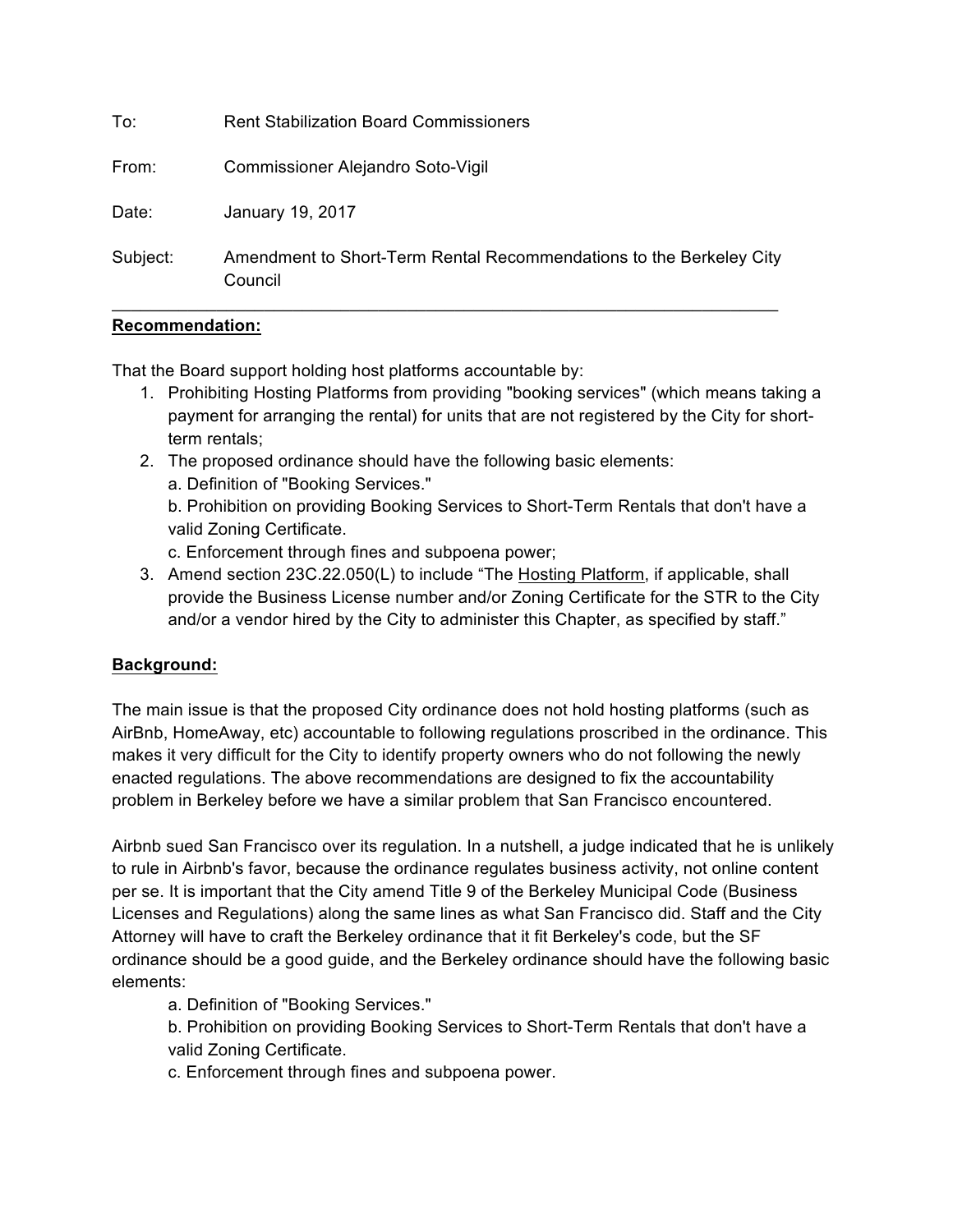To: Rent Stabilization Board Commissioners

From: Commissioner Alejandro Soto-Vigil

Date: January 19, 2017

Subject: Amendment to Short-Term Rental Recommendations to the Berkeley City Council

---

**Recommendation:**

That the Board support holding host platforms accountable by:

1. Prohibiting Hosting Platforms from providing "booking services" (which means taking a payment for arranging the rental) for units that are not registered by the City for short-term rentals;
2. The proposed ordinance should have the following basic elements:
   a. Definition of "Booking Services."
   b. Prohibition on providing Booking Services to Short-Term Rentals that don't have a valid Zoning Certificate.
   c. Enforcement through fines and subpoena power;
3. Amend section 23C.22.050(L) to include "The Hosting Platform, if applicable, shall provide the Business License number and/or Zoning Certificate for the STR to the City and/or a vendor hired by the City to administer this Chapter, as specified by staff."

**Background:**

The main issue is that the proposed City ordinance does not hold hosting platforms (such as AirBnb, HomeAway, etc) accountable to following regulations proscribed in the ordinance. This makes it very difficult for the City to identify property owners who do not following the newly enacted regulations. The above recommendations are designed to fix the accountability problem in Berkeley before we have a similar problem that San Francisco encountered.

Airbnb sued San Francisco over its regulation. In a nutshell, a judge indicated that he is unlikely to rule in Airbnb's favor, because the ordinance regulates business activity, not online content per se. It is important that the City amend Title 9 of the Berkeley Municipal Code (Business Licenses and Regulations) along the same lines as what San Francisco did. Staff and the City Attorney will have to craft the Berkeley ordinance that it fit Berkeley's code, but the SF ordinance should be a good guide, and the Berkeley ordinance should have the following basic elements:

a. Definition of "Booking Services."
b. Prohibition on providing Booking Services to Short-Term Rentals that don't have a valid Zoning Certificate.
c. Enforcement through fines and subpoena power.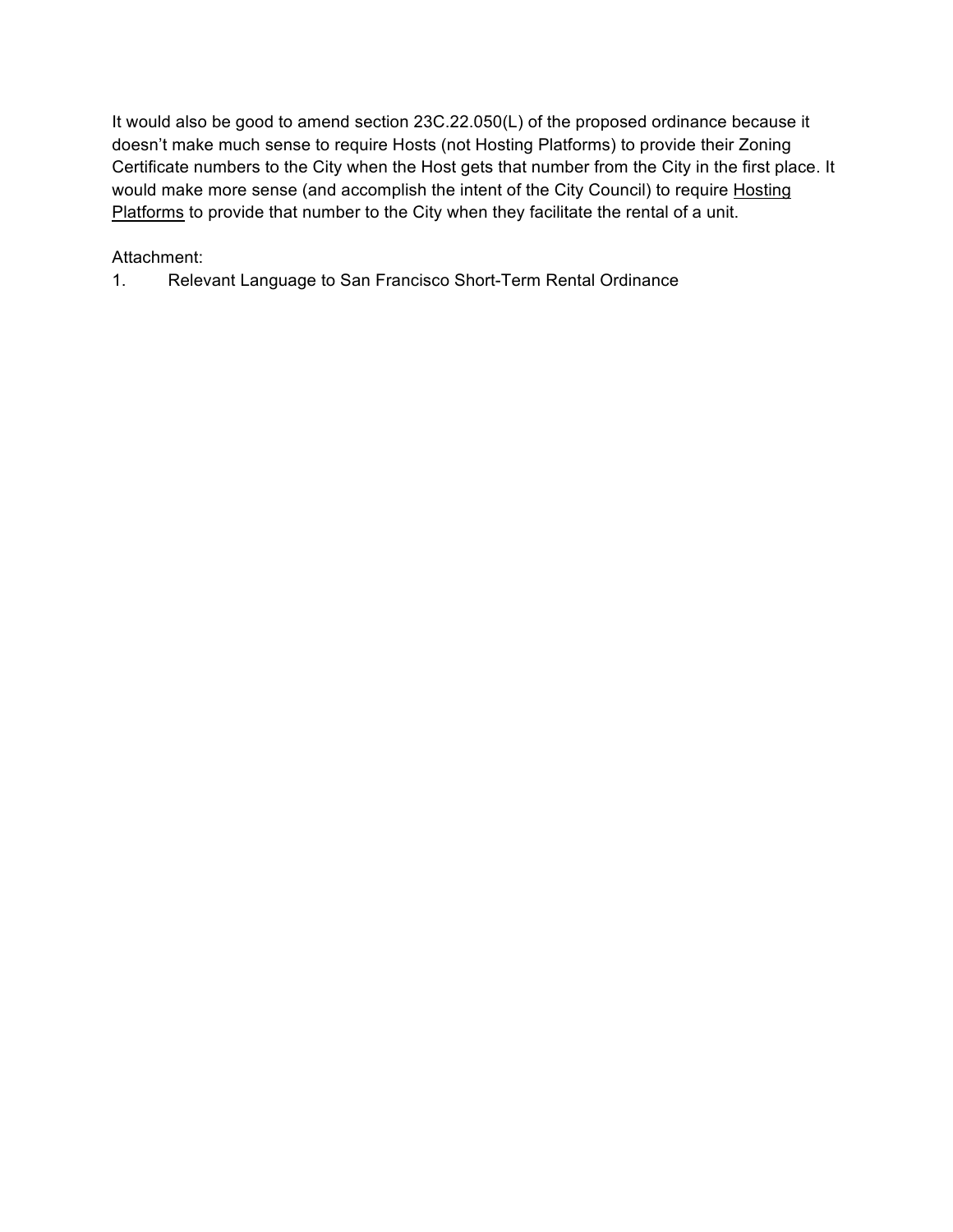It would also be good to amend section 23C.22.050(L) of the proposed ordinance because it doesn't make much sense to require Hosts (not Hosting Platforms) to provide their Zoning Certificate numbers to the City when the Host gets that number from the City in the first place. It would make more sense (and accomplish the intent of the City Council) to require <u>Hosting Platforms</u> to provide that number to the City when they facilitate the rental of a unit.

Attachment:

1. Relevant Language to San Francisco Short-Term Rental Ordinance